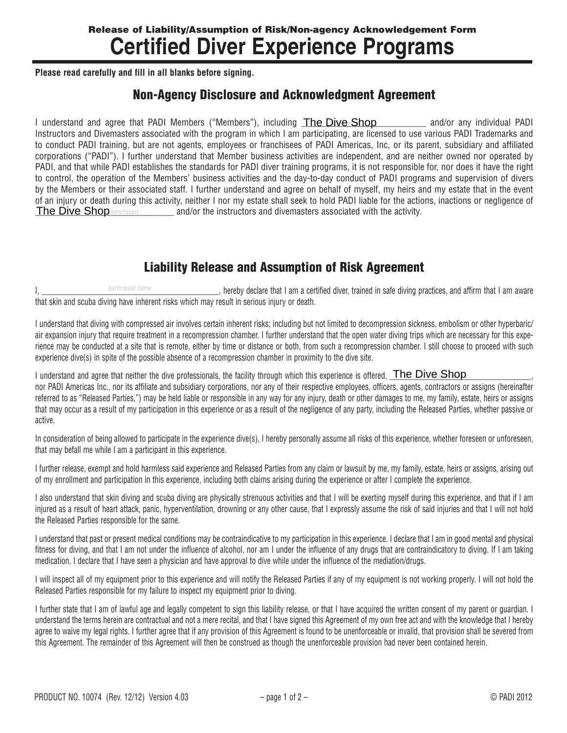Release of Liability/Assumption of Risk/Non-agency Acknowledgement Form

# Certified Diver Experience Programs

**Please read carefully and fill in all blanks before signing.**

## Non-Agency Disclosure and Acknowledgment Agreement

I understand and agree that PADI Members ("Members"), including The Dive Shop \_\_\_\_\_\_\_\_\_\_ and/or any individual PADI Instructors and Divemasters associated with the program in which I am participating, are licensed to use various PADI Trademarks and to conduct PADI training, but are not agents, employees or franchisees of PADI Americas, Inc, or its parent, subsidiary and affiliated corporations ("PADI"). I further understand that Member business activities are independent, and are neither owned nor operated by PADI, and that while PADI establishes the standards for PADI diver training programs, it is not responsible for, nor does it have the right to control, the operation of the Members' business activities and the day-to-day conduct of PADI programs and supervision of divers by the Members or their associated staff. I further understand and agree on behalf of myself, my heirs and my estate that in the event of an injury or death during this activity, neither I nor my estate shall seek to hold PADI liable for the actions, inactions or negligence of The Dive Shop \_\_\_\_\_\_\_\_\_\_ (store/resort) and/or the instructors and divemasters associated with the activity.

## Liability Release and Assumption of Risk Agreement

I, \_\_\_\_\_\_\_\_\_\_\_\_\_\_\_\_\_\_\_\_\_\_\_\_\_\_\_\_ (participant name), hereby declare that I am a certified diver, trained in safe diving practices, and affirm that I am aware that skin and scuba diving have inherent risks which may result in serious injury or death.

I understand that diving with compressed air involves certain inherent risks; including but not limited to decompression sickness, embolism or other hyperbaric/air expansion injury that require treatment in a recompression chamber. I further understand that the open water diving trips which are necessary for this experience may be conducted at a site that is remote, either by time or distance or both, from such a recompression chamber. I still choose to proceed with such experience dive(s) in spite of the possible absence of a recompression chamber in proximity to the dive site.

I understand and agree that neither the dive professionals, the facility through which this experience is offered, The Dive Shop \_\_\_\_\_\_\_\_\_\_, nor PADI Americas Inc., nor its affiliate and subsidiary corporations, nor any of their respective employees, officers, agents, contractors or assigns (hereinafter referred to as "Released Parties,") may be held liable or responsible in any way for any injury, death or other damages to me, my family, estate, heirs or assigns that may occur as a result of my participation in this experience or as a result of the negligence of any party, including the Released Parties, whether passive or active.

In consideration of being allowed to participate in the experience dive(s), I hereby personally assume all risks of this experience, whether foreseen or unforeseen, that may befall me while I am a participant in this experience.

I further release, exempt and hold harmless said experience and Released Parties from any claim or lawsuit by me, my family, estate, heirs or assigns, arising out of my enrollment and participation in this experience, including both claims arising during the experience or after I complete the experience.

I also understand that skin diving and scuba diving are physically strenuous activities and that I will be exerting myself during this experience, and that if I am injured as a result of heart attack, panic, hyperventilation, drowning or any other cause, that I expressly assume the risk of said injuries and that I will not hold the Released Parties responsible for the same.

I understand that past or present medical conditions may be contraindicative to my participation in this experience. I declare that I am in good mental and physical fitness for diving, and that I am not under the influence of alcohol, nor am I under the influence of any drugs that are contraindicatory to diving. If I am taking medication, I declare that I have seen a physician and have approval to dive while under the influence of the mediation/drugs.

I will inspect all of my equipment prior to this experience and will notify the Released Parties if any of my equipment is not working properly. I will not hold the Released Parties responsible for my failure to inspect my equipment prior to diving.

I further state that I am of lawful age and legally competent to sign this liability release, or that I have acquired the written consent of my parent or guardian. I understand the terms herein are contractual and not a mere recital, and that I have signed this Agreement of my own free act and with the knowledge that I hereby agree to waive my legal rights. I further agree that if any provision of this Agreement is found to be unenforceable or invalid, that provision shall be severed from this Agreement. The remainder of this Agreement will then be construed as though the unenforceable provision had never been contained herein.

PRODUCT NO. 10074 (Rev. 12/12) Version 4.03 © PADI 2012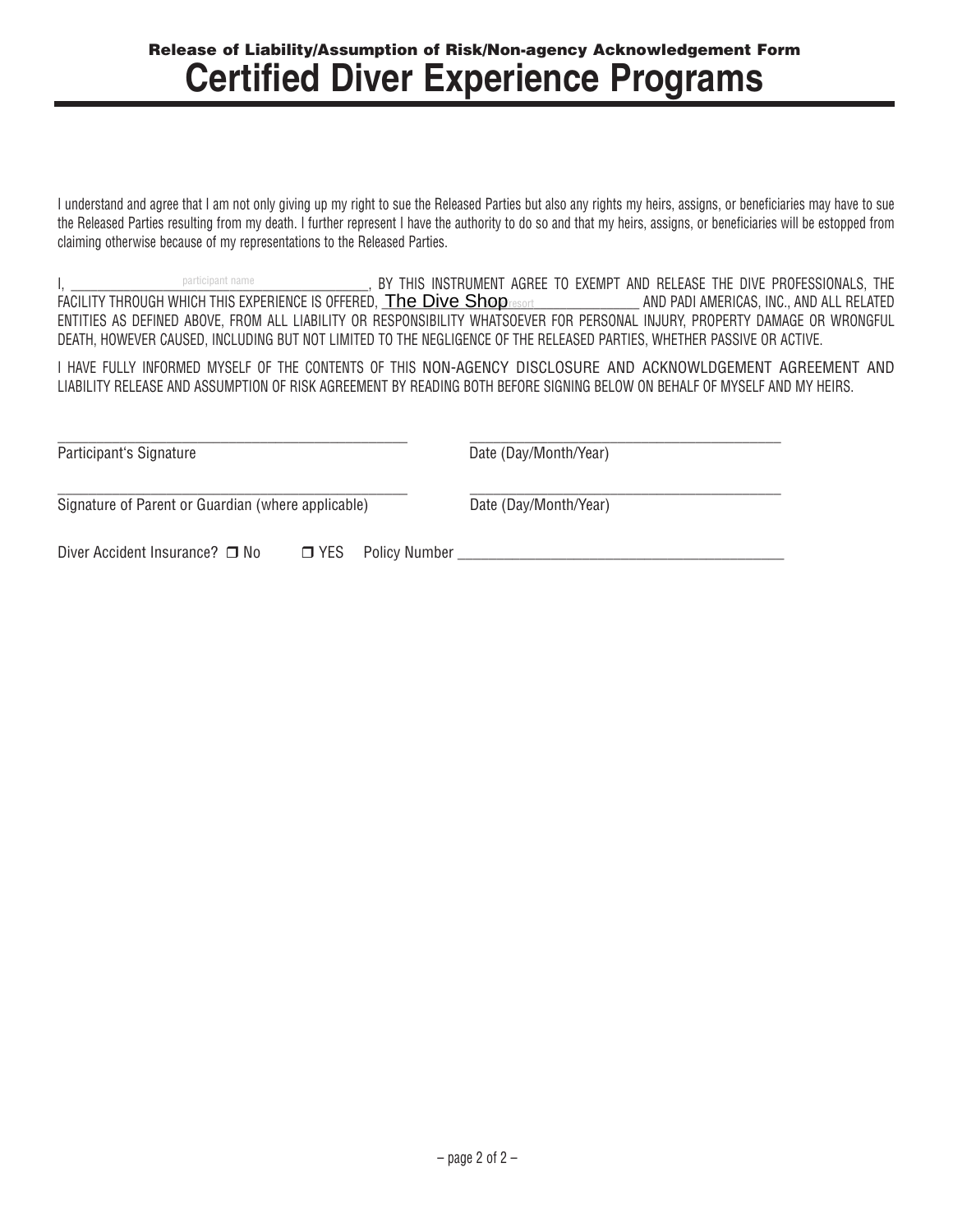**Release of Liability/Assumption of Risk/Non-agency Acknowledgement Form**

# Certified Diver Experience Programs

I understand and agree that I am not only giving up my right to sue the Released Parties but also any rights my heirs, assigns, or beneficiaries may have to sue the Released Parties resulting from my death. I further represent I have the authority to do so and that my heirs, assigns, or beneficiaries will be estopped from claiming otherwise because of my representations to the Released Parties.

I, ______________participant name______________, BY THIS INSTRUMENT AGREE TO EXEMPT AND RELEASE THE DIVE PROFESSIONALS, THE FACILITY THROUGH WHICH THIS EXPERIENCE IS OFFERED, The Dive Shop resort______________ AND PADI AMERICAS, INC., AND ALL RELATED ENTITIES AS DEFINED ABOVE, FROM ALL LIABILITY OR RESPONSIBILITY WHATSOEVER FOR PERSONAL INJURY, PROPERTY DAMAGE OR WRONGFUL DEATH, HOWEVER CAUSED, INCLUDING BUT NOT LIMITED TO THE NEGLIGENCE OF THE RELEASED PARTIES, WHETHER PASSIVE OR ACTIVE.

I HAVE FULLY INFORMED MYSELF OF THE CONTENTS OF THIS NON-AGENCY DISCLOSURE AND ACKNOWLDGEMENT AGREEMENT AND LIABILITY RELEASE AND ASSUMPTION OF RISK AGREEMENT BY READING BOTH BEFORE SIGNING BELOW ON BEHALF OF MYSELF AND MY HEIRS.

______________________________ ______________________________
Participant's Signature Date (Day/Month/Year)

______________________________ ______________________________
Signature of Parent or Guardian (where applicable) Date (Day/Month/Year)

Diver Accident Insurance? ❒ No ❒ YES Policy Number ______________________________